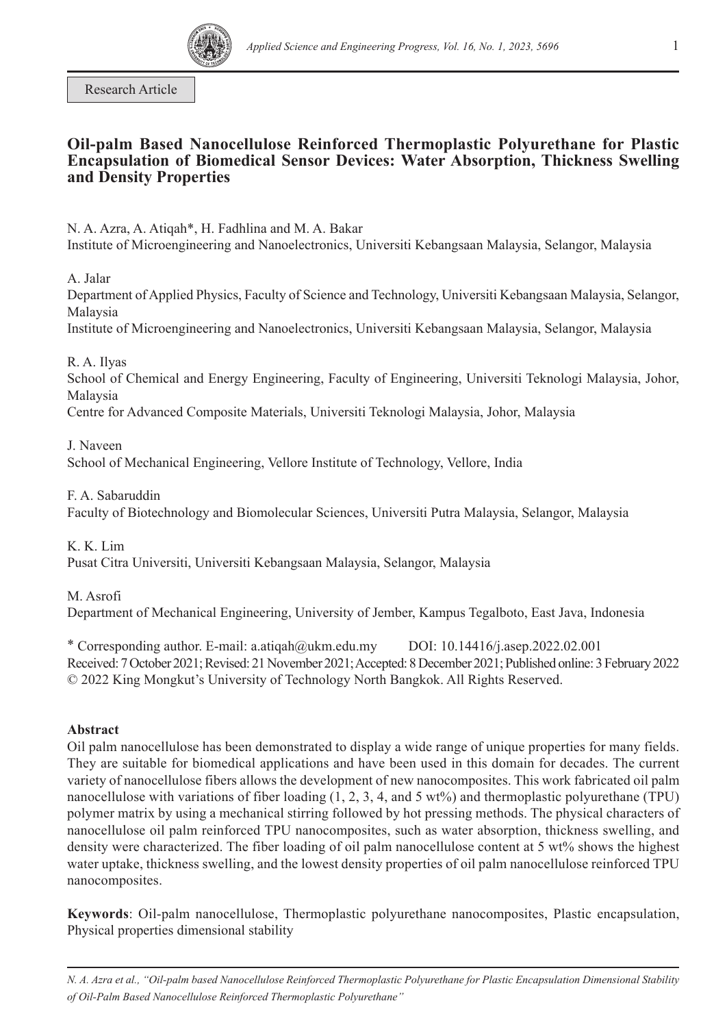Research Article

# Oil-palm Based Nanocellulose Reinforced Thermoplastic Polyurethane for Plastic Encapsulation of Biomedical Sensor Devices: Water Absorption, Thickness Swelling and Density Properties

N. A. Azra, A. Atiqah*, H. Fadhlina and M. A. Bakar
Institute of Microengineering and Nanoelectronics, Universiti Kebangsaan Malaysia, Selangor, Malaysia

A. Jalar
Department of Applied Physics, Faculty of Science and Technology, Universiti Kebangsaan Malaysia, Selangor, Malaysia
Institute of Microengineering and Nanoelectronics, Universiti Kebangsaan Malaysia, Selangor, Malaysia

R. A. Ilyas
School of Chemical and Energy Engineering, Faculty of Engineering, Universiti Teknologi Malaysia, Johor, Malaysia
Centre for Advanced Composite Materials, Universiti Teknologi Malaysia, Johor, Malaysia

J. Naveen
School of Mechanical Engineering, Vellore Institute of Technology, Vellore, India

F. A. Sabaruddin
Faculty of Biotechnology and Biomolecular Sciences, Universiti Putra Malaysia, Selangor, Malaysia

K. K. Lim
Pusat Citra Universiti, Universiti Kebangsaan Malaysia, Selangor, Malaysia

M. Asrofi
Department of Mechanical Engineering, University of Jember, Kampus Tegalboto, East Java, Indonesia

* Corresponding author. E-mail: a.atiqah@ukm.edu.my DOI: 10.14416/j.asep.2022.02.001
Received: 7 October 2021; Revised: 21 November 2021; Accepted: 8 December 2021; Published online: 3 February 2022
© 2022 King Mongkut's University of Technology North Bangkok. All Rights Reserved.

**Abstract**

Oil palm nanocellulose has been demonstrated to display a wide range of unique properties for many fields. They are suitable for biomedical applications and have been used in this domain for decades. The current variety of nanocellulose fibers allows the development of new nanocomposites. This work fabricated oil palm nanocellulose with variations of fiber loading (1, 2, 3, 4, and 5 wt%) and thermoplastic polyurethane (TPU) polymer matrix by using a mechanical stirring followed by hot pressing methods. The physical characters of nanocellulose oil palm reinforced TPU nanocomposites, such as water absorption, thickness swelling, and density were characterized. The fiber loading of oil palm nanocellulose content at 5 wt% shows the highest water uptake, thickness swelling, and the lowest density properties of oil palm nanocellulose reinforced TPU nanocomposites.

**Keywords**: Oil-palm nanocellulose, Thermoplastic polyurethane nanocomposites, Plastic encapsulation, Physical properties dimensional stability

*N. A. Azra et al., "Oil-palm based Nanocellulose Reinforced Thermoplastic Polyurethane for Plastic Encapsulation Dimensional Stability of Oil-Palm Based Nanocellulose Reinforced Thermoplastic Polyurethane"*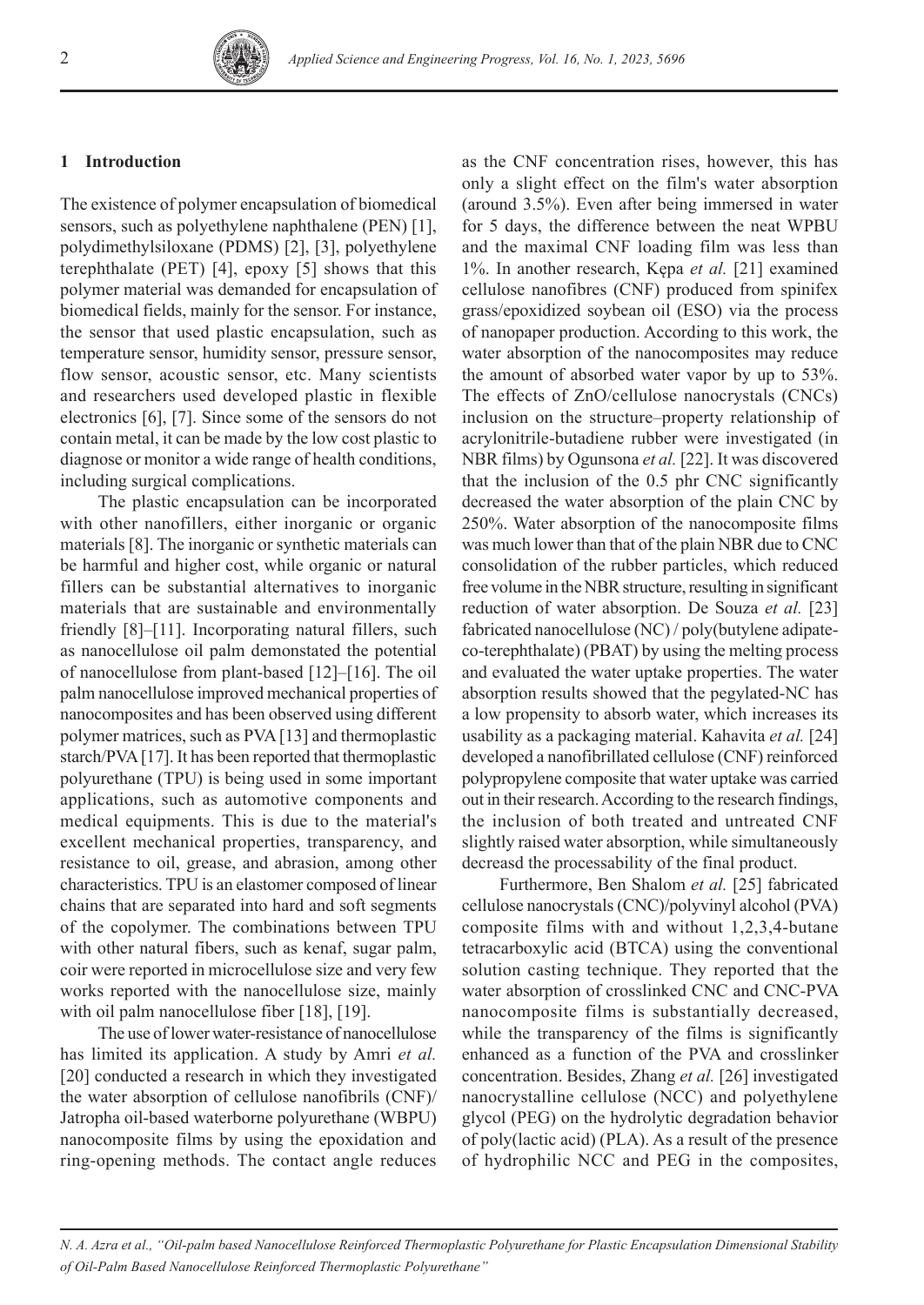## 1 Introduction

The existence of polymer encapsulation of biomedical sensors, such as polyethylene naphthalene (PEN) [1], polydimethylsiloxane (PDMS) [2], [3], polyethylene terephthalate (PET) [4], epoxy [5] shows that this polymer material was demanded for encapsulation of biomedical fields, mainly for the sensor. For instance, the sensor that used plastic encapsulation, such as temperature sensor, humidity sensor, pressure sensor, flow sensor, acoustic sensor, etc. Many scientists and researchers used developed plastic in flexible electronics [6], [7]. Since some of the sensors do not contain metal, it can be made by the low cost plastic to diagnose or monitor a wide range of health conditions, including surgical complications.

The plastic encapsulation can be incorporated with other nanofillers, either inorganic or organic materials [8]. The inorganic or synthetic materials can be harmful and higher cost, while organic or natural fillers can be substantial alternatives to inorganic materials that are sustainable and environmentally friendly [8]–[11]. Incorporating natural fillers, such as nanocellulose oil palm demonstated the potential of nanocellulose from plant-based [12]–[16]. The oil palm nanocellulose improved mechanical properties of nanocomposites and has been observed using different polymer matrices, such as PVA [13] and thermoplastic starch/PVA [17]. It has been reported that thermoplastic polyurethane (TPU) is being used in some important applications, such as automotive components and medical equipments. This is due to the material's excellent mechanical properties, transparency, and resistance to oil, grease, and abrasion, among other characteristics. TPU is an elastomer composed of linear chains that are separated into hard and soft segments of the copolymer. The combinations between TPU with other natural fibers, such as kenaf, sugar palm, coir were reported in microcellulose size and very few works reported with the nanocellulose size, mainly with oil palm nanocellulose fiber [18], [19].

The use of lower water-resistance of nanocellulose has limited its application. A study by Amri *et al.* [20] conducted a research in which they investigated the water absorption of cellulose nanofibrils (CNF)/ Jatropha oil-based waterborne polyurethane (WBPU) nanocomposite films by using the epoxidation and ring-opening methods. The contact angle reduces as the CNF concentration rises, however, this has only a slight effect on the film's water absorption (around 3.5%). Even after being immersed in water for 5 days, the difference between the neat WPBU and the maximal CNF loading film was less than 1%. In another research, Kępa *et al.* [21] examined cellulose nanofibres (CNF) produced from spinifex grass/epoxidized soybean oil (ESO) via the process of nanopaper production. According to this work, the water absorption of the nanocomposites may reduce the amount of absorbed water vapor by up to 53%. The effects of ZnO/cellulose nanocrystals (CNCs) inclusion on the structure–property relationship of acrylonitrile-butadiene rubber were investigated (in NBR films) by Ogunsona *et al.* [22]. It was discovered that the inclusion of the 0.5 phr CNC significantly decreased the water absorption of the plain CNC by 250%. Water absorption of the nanocomposite films was much lower than that of the plain NBR due to CNC consolidation of the rubber particles, which reduced free volume in the NBR structure, resulting in significant reduction of water absorption. De Souza *et al.* [23] fabricated nanocellulose (NC) / poly(butylene adipate-co-terephthalate) (PBAT) by using the melting process and evaluated the water uptake properties. The water absorption results showed that the pegylated-NC has a low propensity to absorb water, which increases its usability as a packaging material. Kahavita *et al.* [24] developed a nanofibrillated cellulose (CNF) reinforced polypropylene composite that water uptake was carried out in their research. According to the research findings, the inclusion of both treated and untreated CNF slightly raised water absorption, while simultaneously decreasd the processability of the final product.

Furthermore, Ben Shalom *et al.* [25] fabricated cellulose nanocrystals (CNC)/polyvinyl alcohol (PVA) composite films with and without 1,2,3,4-butane tetracarboxylic acid (BTCA) using the conventional solution casting technique. They reported that the water absorption of crosslinked CNC and CNC-PVA nanocomposite films is substantially decreased, while the transparency of the films is significantly enhanced as a function of the PVA and crosslinker concentration. Besides, Zhang *et al.* [26] investigated nanocrystalline cellulose (NCC) and polyethylene glycol (PEG) on the hydrolytic degradation behavior of poly(lactic acid) (PLA). As a result of the presence of hydrophilic NCC and PEG in the composites,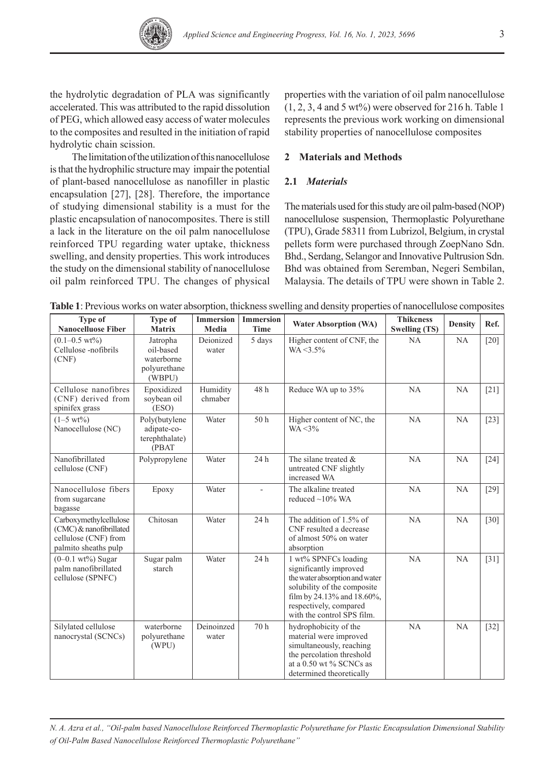the hydrolytic degradation of PLA was significantly accelerated. This was attributed to the rapid dissolution of PEG, which allowed easy access of water molecules to the composites and resulted in the initiation of rapid hydrolytic chain scission.

The limitation of the utilization of this nanocellulose is that the hydrophilic structure may impair the potential of plant-based nanocellulose as nanofiller in plastic encapsulation [27], [28]. Therefore, the importance of studying dimensional stability is a must for the plastic encapsulation of nanocomposites. There is still a lack in the literature on the oil palm nanocellulose reinforced TPU regarding water uptake, thickness swelling, and density properties. This work introduces the study on the dimensional stability of nanocellulose oil palm reinforced TPU. The changes of physical properties with the variation of oil palm nanocellulose (1, 2, 3, 4 and 5 wt%) were observed for 216 h. Table 1 represents the previous work working on dimensional stability properties of nanocellulose composites

## 2 Materials and Methods

### 2.1 *Materials*

The materials used for this study are oil palm-based (NOP) nanocellulose suspension, Thermoplastic Polyurethane (TPU), Grade 58311 from Lubrizol, Belgium, in crystal pellets form were purchased through ZoepNano Sdn. Bhd., Serdang, Selangor and Innovative Pultrusion Sdn. Bhd was obtained from Seremban, Negeri Sembilan, Malaysia. The details of TPU were shown in Table 2.

**Table 1**: Previous works on water absorption, thickness swelling and density properties of nanocellulose composites

| Type of Nanocelluose Fiber | Type of Matrix | Immersion Media | Immersion Time | Water Absorption (WA) | Thikcness Swelling (TS) | Density | Ref. |
|---|---|---|---|---|---|---|---|
| (0.1–0.5 wt%) Cellulose -nofibrils (CNF) | Jatropha oil-based waterborne polyurethane (WBPU) | Deionized water | 5 days | Higher content of CNF, the WA <3.5% | NA | NA | [20] |
| Cellulose nanofibres (CNF) derived from spinifex grass | Epoxidized soybean oil (ESO) | Humidity chmaber | 48 h | Reduce WA up to 35% | NA | NA | [21] |
| (1–5 wt%) Nanocellulose (NC) | Poly(butylene adipate-co-terephthalate) (PBAT | Water | 50 h | Higher content of NC, the WA <3% | NA | NA | [23] |
| Nanofibrillated cellulose (CNF) | Polypropylene | Water | 24 h | The silane treated & untreated CNF slightly increased WA | NA | NA | [24] |
| Nanocellulose fibers from sugarcane bagasse | Epoxy | Water | - | The alkaline treated reduced ~10% WA | NA | NA | [29] |
| Carboxymethylcellulose (CMC) & nanofibrillated cellulose (CNF) from palmito sheaths pulp | Chitosan | Water | 24 h | The addition of 1.5% of CNF resulted a decrease of almost 50% on water absorption | NA | NA | [30] |
| (0–0.1 wt%) Sugar palm nanofibrillated cellulose (SPNFC) | Sugar palm starch | Water | 24 h | 1 wt% SPNFCs loading significantly improved the water absorption and water solubility of the composite film by 24.13% and 18.60%, respectively, compared with the control SPS film. | NA | NA | [31] |
| Silylated cellulose nanocrystal (SCNCs) | waterborne polyurethane (WPU) | Deinoinzed water | 70 h | hydrophobicity of the material were improved simultaneously, reaching the percolation threshold at a 0.50 wt % SCNCs as determined theoretically | NA | NA | [32] |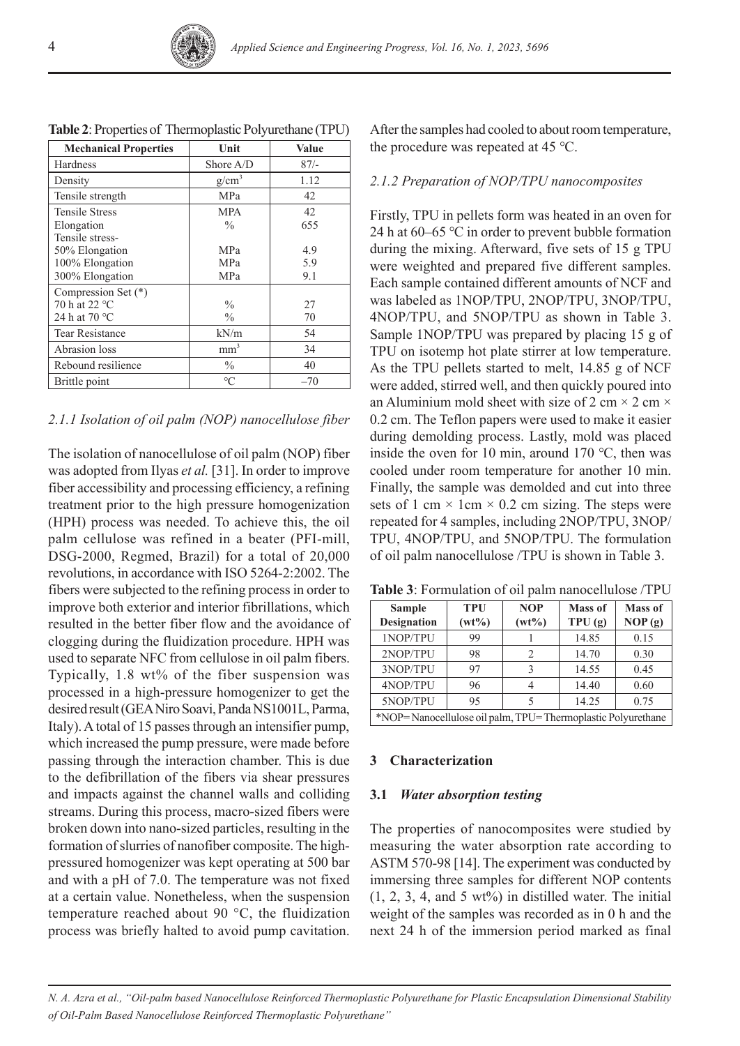**Table 2**: Properties of Thermoplastic Polyurethane (TPU)

| Mechanical Properties | Unit | Value |
|---|---|---|
| Hardness | Shore A/D | 87/- |
| Density | g/cm$^3$ | 1.12 |
| Tensile strength | MPa | 42 |
| Tensile Stress<br>Elongation<br>Tensile stress-<br>50% Elongation<br>100% Elongation<br>300% Elongation | MPA<br>%<br><br>MPa<br>MPa<br>MPa | 42<br>655<br><br>4.9<br>5.9<br>9.1 |
| Compression Set (*)<br>70 h at 22 °C<br>24 h at 70 °C | <br>%<br>% | <br>27<br>70 |
| Tear Resistance | kN/m | 54 |
| Abrasion loss | mm$^3$ | 34 |
| Rebound resilience | % | 40 |
| Brittle point | °C | –70 |

### 2.1.1 Isolation of oil palm (NOP) nanocellulose fiber

The isolation of nanocellulose of oil palm (NOP) fiber was adopted from Ilyas *et al.* [31]. In order to improve fiber accessibility and processing efficiency, a refining treatment prior to the high pressure homogenization (HPH) process was needed. To achieve this, the oil palm cellulose was refined in a beater (PFI-mill, DSG-2000, Regmed, Brazil) for a total of 20,000 revolutions, in accordance with ISO 5264-2:2002. The fibers were subjected to the refining process in order to improve both exterior and interior fibrillations, which resulted in the better fiber flow and the avoidance of clogging during the fluidization procedure. HPH was used to separate NFC from cellulose in oil palm fibers. Typically, 1.8 wt% of the fiber suspension was processed in a high-pressure homogenizer to get the desired result (GEA Niro Soavi, Panda NS1001L, Parma, Italy). A total of 15 passes through an intensifier pump, which increased the pump pressure, were made before passing through the interaction chamber. This is due to the defibrillation of the fibers via shear pressures and impacts against the channel walls and colliding streams. During this process, macro-sized fibers were broken down into nano-sized particles, resulting in the formation of slurries of nanofiber composite. The high-pressured homogenizer was kept operating at 500 bar and with a pH of 7.0. The temperature was not fixed at a certain value. Nonetheless, when the suspension temperature reached about 90 °C, the fluidization process was briefly halted to avoid pump cavitation. After the samples had cooled to about room temperature, the procedure was repeated at 45 °C.

### 2.1.2 Preparation of NOP/TPU nanocomposites

Firstly, TPU in pellets form was heated in an oven for 24 h at 60–65 °C in order to prevent bubble formation during the mixing. Afterward, five sets of 15 g TPU were weighted and prepared five different samples. Each sample contained different amounts of NCF and was labeled as 1NOP/TPU, 2NOP/TPU, 3NOP/TPU, 4NOP/TPU, and 5NOP/TPU as shown in Table 3. Sample 1NOP/TPU was prepared by placing 15 g of TPU on isotemp hot plate stirrer at low temperature. As the TPU pellets started to melt, 14.85 g of NCF were added, stirred well, and then quickly poured into an Aluminium mold sheet with size of 2 cm × 2 cm × 0.2 cm. The Teflon papers were used to make it easier during demolding process. Lastly, mold was placed inside the oven for 10 min, around 170 °C, then was cooled under room temperature for another 10 min. Finally, the sample was demolded and cut into three sets of 1 cm × 1cm × 0.2 cm sizing. The steps were repeated for 4 samples, including 2NOP/TPU, 3NOP/TPU, 4NOP/TPU, and 5NOP/TPU. The formulation of oil palm nanocellulose /TPU is shown in Table 3.

**Table 3**: Formulation of oil palm nanocellulose /TPU

| Sample Designation | TPU (wt%) | NOP (wt%) | Mass of TPU (g) | Mass of NOP (g) |
|---|---|---|---|---|
| 1NOP/TPU | 99 | 1 | 14.85 | 0.15 |
| 2NOP/TPU | 98 | 2 | 14.70 | 0.30 |
| 3NOP/TPU | 97 | 3 | 14.55 | 0.45 |
| 4NOP/TPU | 96 | 4 | 14.40 | 0.60 |
| 5NOP/TPU | 95 | 5 | 14.25 | 0.75 |

*NOP= Nanocellulose oil palm, TPU= Thermoplastic Polyurethane

## 3 Characterization

### 3.1 *Water absorption testing*

The properties of nanocomposites were studied by measuring the water absorption rate according to ASTM 570-98 [14]. The experiment was conducted by immersing three samples for different NOP contents (1, 2, 3, 4, and 5 wt%) in distilled water. The initial weight of the samples was recorded as in 0 h and the next 24 h of the immersion period marked as final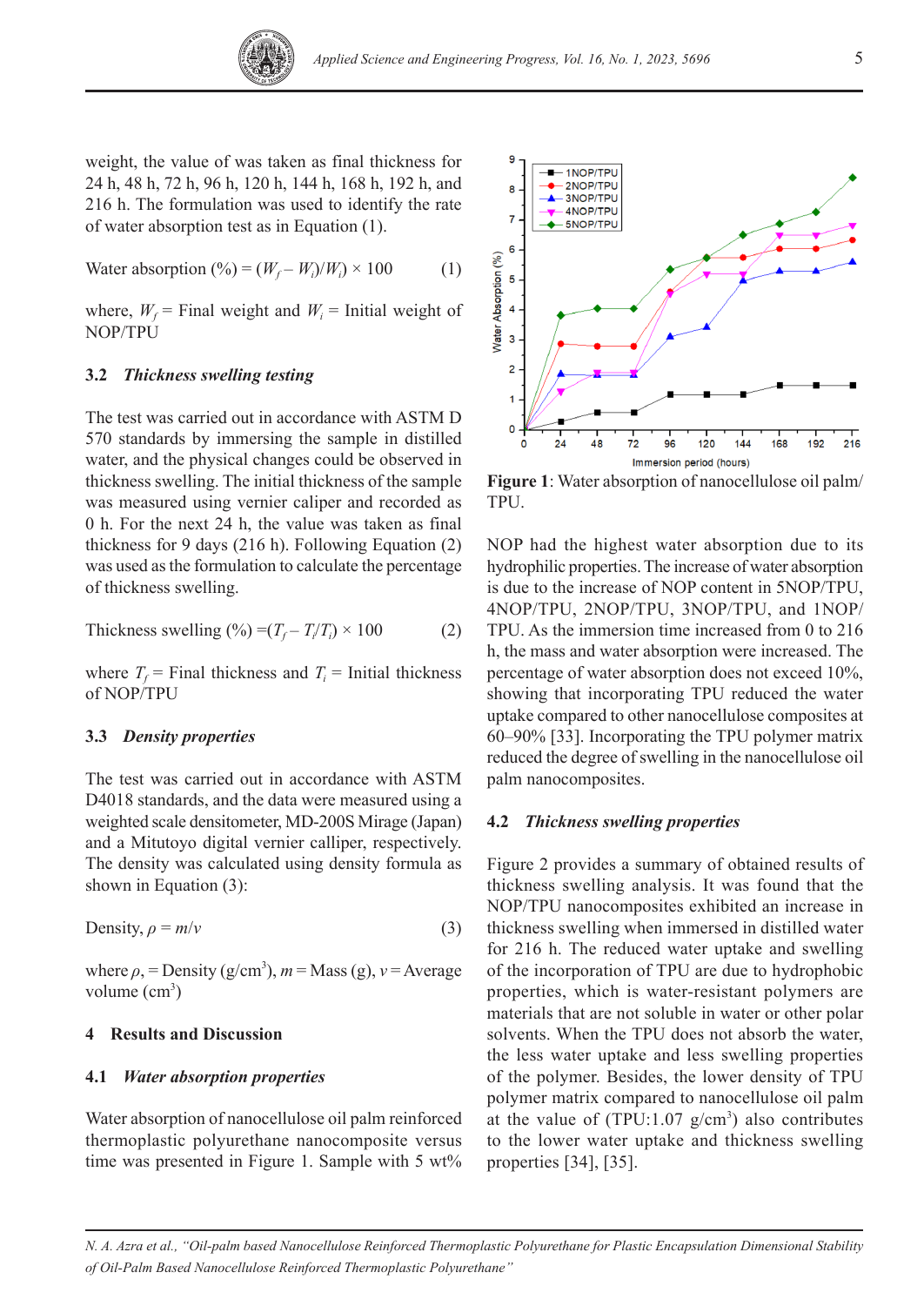weight, the value of was taken as final thickness for 24 h, 48 h, 72 h, 96 h, 120 h, 144 h, 168 h, 192 h, and 216 h. The formulation was used to identify the rate of water absorption test as in Equation (1).

$$\text{Water absorption (\%)} = (W_f - W_i)/W_i) \times 100 \quad (1)$$

where, $W_f$ = Final weight and $W_i$ = Initial weight of NOP/TPU

### 3.2 *Thickness swelling testing*

The test was carried out in accordance with ASTM D 570 standards by immersing the sample in distilled water, and the physical changes could be observed in thickness swelling. The initial thickness of the sample was measured using vernier caliper and recorded as 0 h. For the next 24 h, the value was taken as final thickness for 9 days (216 h). Following Equation (2) was used as the formulation to calculate the percentage of thickness swelling.

$$\text{Thickness swelling (\%)} = (T_f - T_i/T_i) \times 100 \quad (2)$$

where $T_f$ = Final thickness and $T_i$ = Initial thickness of NOP/TPU

### 3.3 *Density properties*

The test was carried out in accordance with ASTM D4018 standards, and the data were measured using a weighted scale densitometer, MD-200S Mirage (Japan) and a Mitutoyo digital vernier calliper, respectively. The density was calculated using density formula as shown in Equation (3):

$$\text{Density, } \rho = m/v \quad (3)$$

where $\rho$, = Density (g/cm$^3$), $m$ = Mass (g), $v$ = Average volume (cm$^3$)

## 4 Results and Discussion

### 4.1 *Water absorption properties*

Water absorption of nanocellulose oil palm reinforced thermoplastic polyurethane nanocomposite versus time was presented in Figure 1. Sample with 5 wt% NOP had the highest water absorption due to its hydrophilic properties. The increase of water absorption is due to the increase of NOP content in 5NOP/TPU, 4NOP/TPU, 2NOP/TPU, 3NOP/TPU, and 1NOP/TPU. As the immersion time increased from 0 to 216 h, the mass and water absorption were increased. The percentage of water absorption does not exceed 10%, showing that incorporating TPU reduced the water uptake compared to other nanocellulose composites at 60–90% [33]. Incorporating the TPU polymer matrix reduced the degree of swelling in the nanocellulose oil palm nanocomposites.

**Figure 1**: Water absorption of nanocellulose oil palm/TPU.

### 4.2 *Thickness swelling properties*

Figure 2 provides a summary of obtained results of thickness swelling analysis. It was found that the NOP/TPU nanocomposites exhibited an increase in thickness swelling when immersed in distilled water for 216 h. The reduced water uptake and swelling of the incorporation of TPU are due to hydrophobic properties, which is water-resistant polymers are materials that are not soluble in water or other polar solvents. When the TPU does not absorb the water, the less water uptake and less swelling properties of the polymer. Besides, the lower density of TPU polymer matrix compared to nanocellulose oil palm at the value of (TPU:1.07 g/cm$^3$) also contributes to the lower water uptake and thickness swelling properties [34], [35].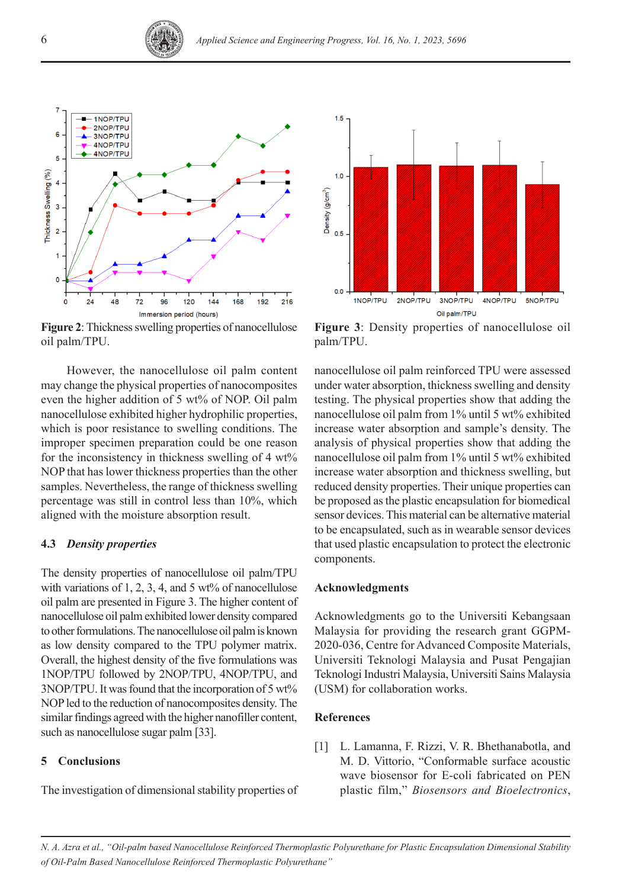**Figure 2**: Thickness swelling properties of nanocellulose oil palm/TPU.

**Figure 3**: Density properties of nanocellulose oil palm/TPU.

However, the nanocellulose oil palm content may change the physical properties of nanocomposites even the higher addition of 5 wt% of NOP. Oil palm nanocellulose exhibited higher hydrophilic properties, which is poor resistance to swelling conditions. The improper specimen preparation could be one reason for the inconsistency in thickness swelling of 4 wt% NOP that has lower thickness properties than the other samples. Nevertheless, the range of thickness swelling percentage was still in control less than 10%, which aligned with the moisture absorption result.

### 4.3 *Density properties*

The density properties of nanocellulose oil palm/TPU with variations of 1, 2, 3, 4, and 5 wt% of nanocellulose oil palm are presented in Figure 3. The higher content of nanocellulose oil palm exhibited lower density compared to other formulations. The nanocellulose oil palm is known as low density compared to the TPU polymer matrix. Overall, the highest density of the five formulations was 1NOP/TPU followed by 2NOP/TPU, 4NOP/TPU, and 3NOP/TPU. It was found that the incorporation of 5 wt% NOP led to the reduction of nanocomposites density. The similar findings agreed with the higher nanofiller content, such as nanocellulose sugar palm [33].

## 5 Conclusions

The investigation of dimensional stability properties of nanocellulose oil palm reinforced TPU were assessed under water absorption, thickness swelling and density testing. The physical properties show that adding the nanocellulose oil palm from 1% until 5 wt% exhibited increase water absorption and sample's density. The analysis of physical properties show that adding the nanocellulose oil palm from 1% until 5 wt% exhibited increase water absorption and thickness swelling, but reduced density properties. Their unique properties can be proposed as the plastic encapsulation for biomedical sensor devices. This material can be alternative material to be encapsulated, such as in wearable sensor devices that used plastic encapsulation to protect the electronic components.

## Acknowledgments

Acknowledgments go to the Universiti Kebangsaan Malaysia for providing the research grant GGPM-2020-036, Centre for Advanced Composite Materials, Universiti Teknologi Malaysia and Pusat Pengajian Teknologi Industri Malaysia, Universiti Sains Malaysia (USM) for collaboration works.

## References

[1] L. Lamanna, F. Rizzi, V. R. Bhethanabotla, and M. D. Vittorio, "Conformable surface acoustic wave biosensor for E-coli fabricated on PEN plastic film," *Biosensors and Bioelectronics*,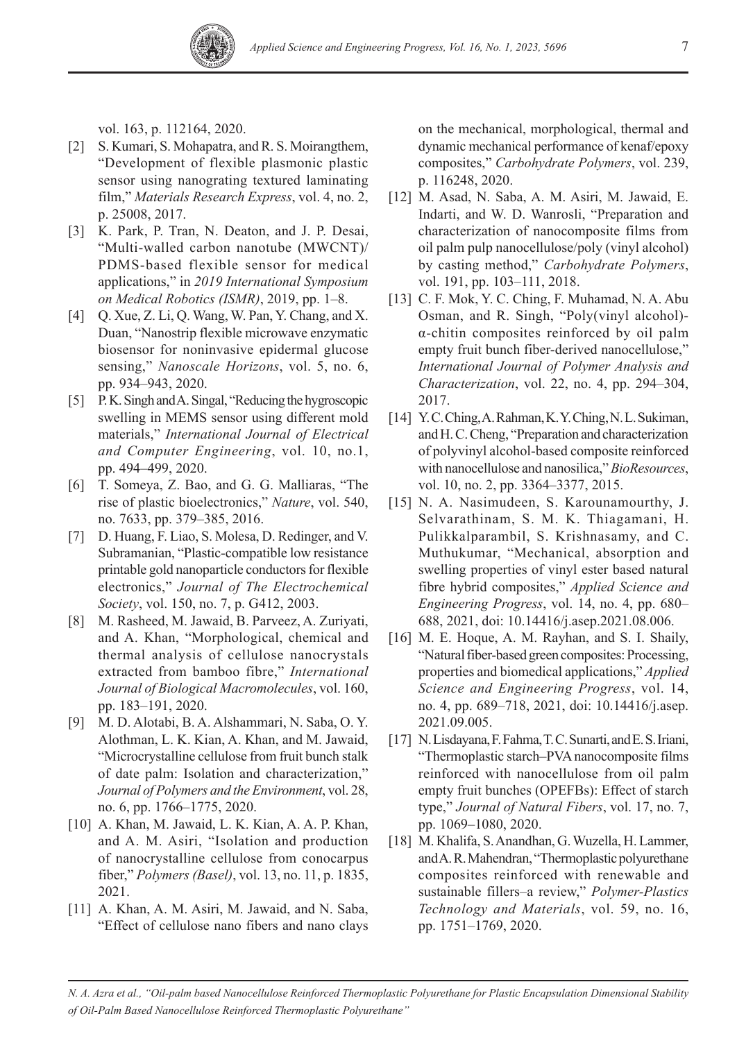vol. 163, p. 112164, 2020.

[2] S. Kumari, S. Mohapatra, and R. S. Moirangthem, "Development of flexible plasmonic plastic sensor using nanograting textured laminating film," *Materials Research Express*, vol. 4, no. 2, p. 25008, 2017.

[3] K. Park, P. Tran, N. Deaton, and J. P. Desai, "Multi-walled carbon nanotube (MWCNT)/PDMS-based flexible sensor for medical applications," in *2019 International Symposium on Medical Robotics (ISMR)*, 2019, pp. 1–8.

[4] Q. Xue, Z. Li, Q. Wang, W. Pan, Y. Chang, and X. Duan, "Nanostrip flexible microwave enzymatic biosensor for noninvasive epidermal glucose sensing," *Nanoscale Horizons*, vol. 5, no. 6, pp. 934–943, 2020.

[5] P. K. Singh and A. Singal, "Reducing the hygroscopic swelling in MEMS sensor using different mold materials," *International Journal of Electrical and Computer Engineering*, vol. 10, no.1, pp. 494–499, 2020.

[6] T. Someya, Z. Bao, and G. G. Malliaras, "The rise of plastic bioelectronics," *Nature*, vol. 540, no. 7633, pp. 379–385, 2016.

[7] D. Huang, F. Liao, S. Molesa, D. Redinger, and V. Subramanian, "Plastic-compatible low resistance printable gold nanoparticle conductors for flexible electronics," *Journal of The Electrochemical Society*, vol. 150, no. 7, p. G412, 2003.

[8] M. Rasheed, M. Jawaid, B. Parveez, A. Zuriyati, and A. Khan, "Morphological, chemical and thermal analysis of cellulose nanocrystals extracted from bamboo fibre," *International Journal of Biological Macromolecules*, vol. 160, pp. 183–191, 2020.

[9] M. D. Alotabi, B. A. Alshammari, N. Saba, O. Y. Alothman, L. K. Kian, A. Khan, and M. Jawaid, "Microcrystalline cellulose from fruit bunch stalk of date palm: Isolation and characterization," *Journal of Polymers and the Environment*, vol. 28, no. 6, pp. 1766–1775, 2020.

[10] A. Khan, M. Jawaid, L. K. Kian, A. A. P. Khan, and A. M. Asiri, "Isolation and production of nanocrystalline cellulose from conocarpus fiber," *Polymers (Basel)*, vol. 13, no. 11, p. 1835, 2021.

[11] A. Khan, A. M. Asiri, M. Jawaid, and N. Saba, "Effect of cellulose nano fibers and nano clays on the mechanical, morphological, thermal and dynamic mechanical performance of kenaf/epoxy composites," *Carbohydrate Polymers*, vol. 239, p. 116248, 2020.

[12] M. Asad, N. Saba, A. M. Asiri, M. Jawaid, E. Indarti, and W. D. Wanrosli, "Preparation and characterization of nanocomposite films from oil palm pulp nanocellulose/poly (vinyl alcohol) by casting method," *Carbohydrate Polymers*, vol. 191, pp. 103–111, 2018.

[13] C. F. Mok, Y. C. Ching, F. Muhamad, N. A. Abu Osman, and R. Singh, "Poly(vinyl alcohol)-α-chitin composites reinforced by oil palm empty fruit bunch fiber-derived nanocellulose," *International Journal of Polymer Analysis and Characterization*, vol. 22, no. 4, pp. 294–304, 2017.

[14] Y. C. Ching, A. Rahman, K. Y. Ching, N. L. Sukiman, and H. C. Cheng, "Preparation and characterization of polyvinyl alcohol-based composite reinforced with nanocellulose and nanosilica," *BioResources*, vol. 10, no. 2, pp. 3364–3377, 2015.

[15] N. A. Nasimudeen, S. Karounamourthy, J. Selvarathinam, S. M. K. Thiagamani, H. Pulikkalparambil, S. Krishnasamy, and C. Muthukumar, "Mechanical, absorption and swelling properties of vinyl ester based natural fibre hybrid composites," *Applied Science and Engineering Progress*, vol. 14, no. 4, pp. 680–688, 2021, doi: 10.14416/j.asep.2021.08.006.

[16] M. E. Hoque, A. M. Rayhan, and S. I. Shaily, "Natural fiber-based green composites: Processing, properties and biomedical applications," *Applied Science and Engineering Progress*, vol. 14, no. 4, pp. 689–718, 2021, doi: 10.14416/j.asep.2021.09.005.

[17] N. Lisdayana, F. Fahma, T. C. Sunarti, and E. S. Iriani, "Thermoplastic starch–PVA nanocomposite films reinforced with nanocellulose from oil palm empty fruit bunches (OPEFBs): Effect of starch type," *Journal of Natural Fibers*, vol. 17, no. 7, pp. 1069–1080, 2020.

[18] M. Khalifa, S. Anandhan, G. Wuzella, H. Lammer, and A. R. Mahendran, "Thermoplastic polyurethane composites reinforced with renewable and sustainable fillers–a review," *Polymer-Plastics Technology and Materials*, vol. 59, no. 16, pp. 1751–1769, 2020.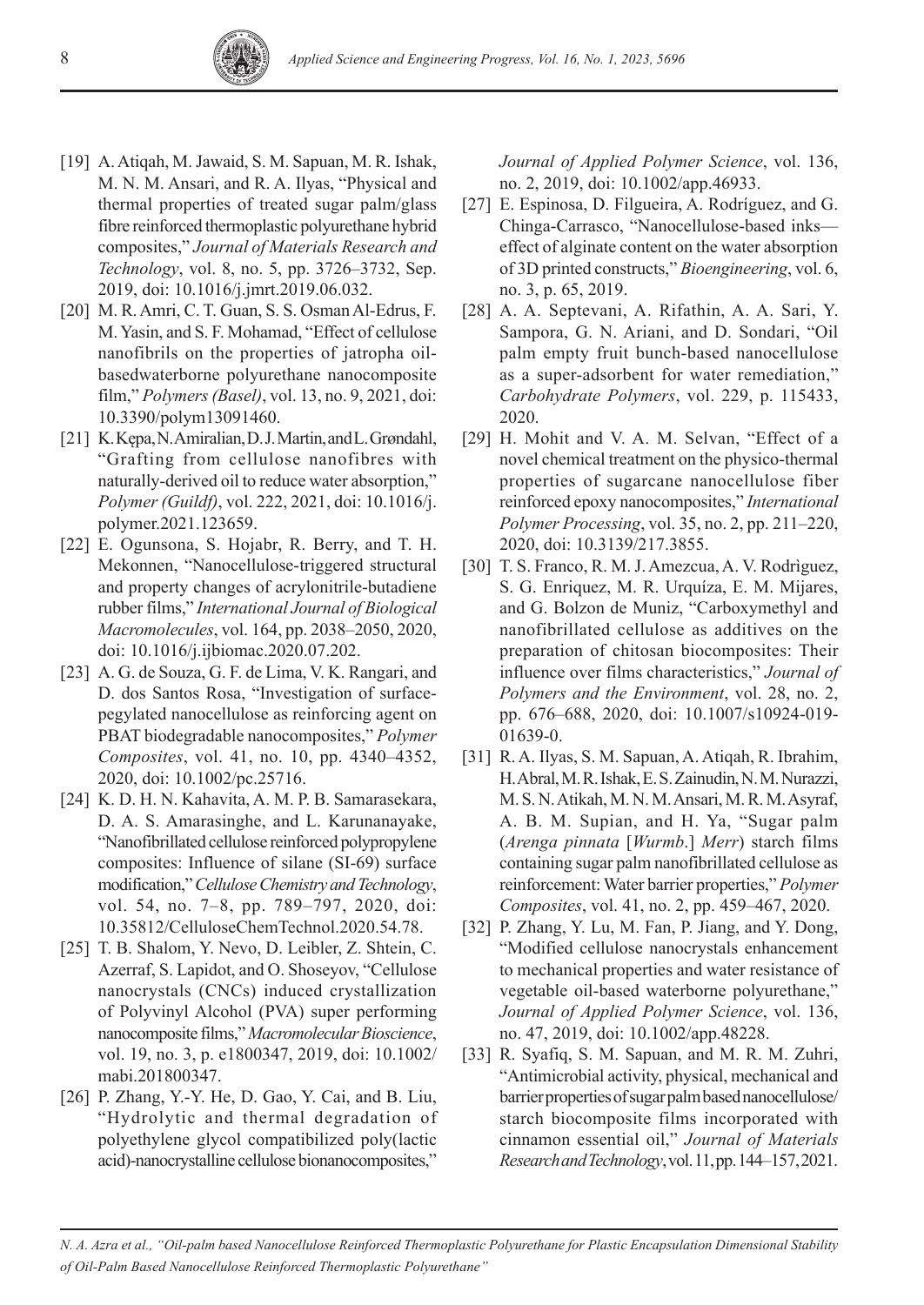[19] A. Atiqah, M. Jawaid, S. M. Sapuan, M. R. Ishak, M. N. M. Ansari, and R. A. Ilyas, "Physical and thermal properties of treated sugar palm/glass fibre reinforced thermoplastic polyurethane hybrid composites," *Journal of Materials Research and Technology*, vol. 8, no. 5, pp. 3726–3732, Sep. 2019, doi: 10.1016/j.jmrt.2019.06.032.

[20] M. R. Amri, C. T. Guan, S. S. Osman Al-Edrus, F. M. Yasin, and S. F. Mohamad, "Effect of cellulose nanofibrils on the properties of jatropha oil-basedwaterborne polyurethane nanocomposite film," *Polymers (Basel)*, vol. 13, no. 9, 2021, doi: 10.3390/polym13091460.

[21] K. Kępa, N. Amiralian, D. J. Martin, and L. Grøndahl, "Grafting from cellulose nanofibres with naturally-derived oil to reduce water absorption," *Polymer (Guildf)*, vol. 222, 2021, doi: 10.1016/j.polymer.2021.123659.

[22] E. Ogunsona, S. Hojabr, R. Berry, and T. H. Mekonnen, "Nanocellulose-triggered structural and property changes of acrylonitrile-butadiene rubber films," *International Journal of Biological Macromolecules*, vol. 164, pp. 2038–2050, 2020, doi: 10.1016/j.ijbiomac.2020.07.202.

[23] A. G. de Souza, G. F. de Lima, V. K. Rangari, and D. dos Santos Rosa, "Investigation of surface-pegylated nanocellulose as reinforcing agent on PBAT biodegradable nanocomposites," *Polymer Composites*, vol. 41, no. 10, pp. 4340–4352, 2020, doi: 10.1002/pc.25716.

[24] K. D. H. N. Kahavita, A. M. P. B. Samarasekara, D. A. S. Amarasinghe, and L. Karunanayake, "Nanofibrillated cellulose reinforced polypropylene composites: Influence of silane (SI-69) surface modification," *Cellulose Chemistry and Technology*, vol. 54, no. 7–8, pp. 789–797, 2020, doi: 10.35812/CelluloseChemTechnol.2020.54.78.

[25] T. B. Shalom, Y. Nevo, D. Leibler, Z. Shtein, C. Azerraf, S. Lapidot, and O. Shoseyov, "Cellulose nanocrystals (CNCs) induced crystallization of Polyvinyl Alcohol (PVA) super performing nanocomposite films," *Macromolecular Bioscience*, vol. 19, no. 3, p. e1800347, 2019, doi: 10.1002/mabi.201800347.

[26] P. Zhang, Y.-Y. He, D. Gao, Y. Cai, and B. Liu, "Hydrolytic and thermal degradation of polyethylene glycol compatibilized poly(lactic acid)-nanocrystalline cellulose bionanocomposites," *Journal of Applied Polymer Science*, vol. 136, no. 2, 2019, doi: 10.1002/app.46933.

[27] E. Espinosa, D. Filgueira, A. Rodríguez, and G. Chinga-Carrasco, "Nanocellulose-based inks—effect of alginate content on the water absorption of 3D printed constructs," *Bioengineering*, vol. 6, no. 3, p. 65, 2019.

[28] A. A. Septevani, A. Rifathin, A. A. Sari, Y. Sampora, G. N. Ariani, and D. Sondari, "Oil palm empty fruit bunch-based nanocellulose as a super-adsorbent for water remediation," *Carbohydrate Polymers*, vol. 229, p. 115433, 2020.

[29] H. Mohit and V. A. M. Selvan, "Effect of a novel chemical treatment on the physico-thermal properties of sugarcane nanocellulose fiber reinforced epoxy nanocomposites," *International Polymer Processing*, vol. 35, no. 2, pp. 211–220, 2020, doi: 10.3139/217.3855.

[30] T. S. Franco, R. M. J. Amezcua, A. V. Rodrìguez, S. G. Enriquez, M. R. Urquíza, E. M. Mijares, and G. Bolzon de Muniz, "Carboxymethyl and nanofibrillated cellulose as additives on the preparation of chitosan biocomposites: Their influence over films characteristics," *Journal of Polymers and the Environment*, vol. 28, no. 2, pp. 676–688, 2020, doi: 10.1007/s10924-019-01639-0.

[31] R. A. Ilyas, S. M. Sapuan, A. Atiqah, R. Ibrahim, H. Abral, M. R. Ishak, E. S. Zainudin, N. M. Nurazzi, M. S. N. Atikah, M. N. M. Ansari, M. R. M. Asyraf, A. B. M. Supian, and H. Ya, "Sugar palm (*Arenga pinnata* [*Wurmb*.] *Merr*) starch films containing sugar palm nanofibrillated cellulose as reinforcement: Water barrier properties," *Polymer Composites*, vol. 41, no. 2, pp. 459–467, 2020.

[32] P. Zhang, Y. Lu, M. Fan, P. Jiang, and Y. Dong, "Modified cellulose nanocrystals enhancement to mechanical properties and water resistance of vegetable oil-based waterborne polyurethane," *Journal of Applied Polymer Science*, vol. 136, no. 47, 2019, doi: 10.1002/app.48228.

[33] R. Syafiq, S. M. Sapuan, and M. R. M. Zuhri, "Antimicrobial activity, physical, mechanical and barrier properties of sugar palm based nanocellulose/starch biocomposite films incorporated with cinnamon essential oil," *Journal of Materials Research and Technology*, vol. 11, pp. 144–157, 2021.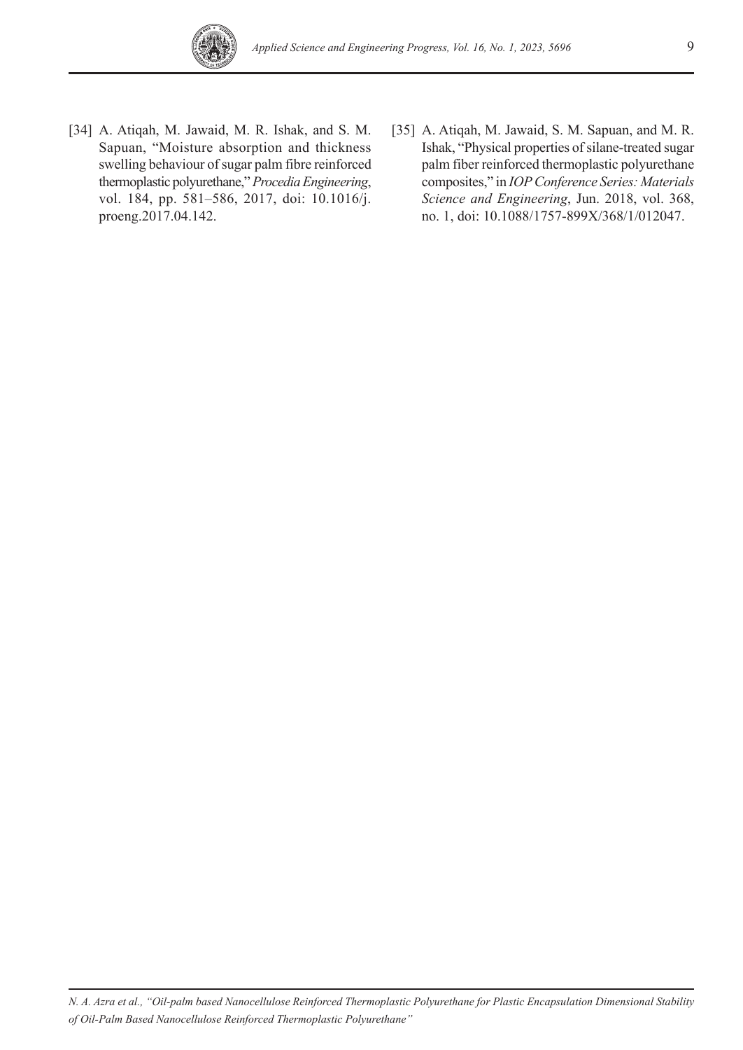[34] A. Atiqah, M. Jawaid, M. R. Ishak, and S. M. Sapuan, "Moisture absorption and thickness swelling behaviour of sugar palm fibre reinforced thermoplastic polyurethane," *Procedia Engineering*, vol. 184, pp. 581–586, 2017, doi: 10.1016/j.proeng.2017.04.142.

[35] A. Atiqah, M. Jawaid, S. M. Sapuan, and M. R. Ishak, "Physical properties of silane-treated sugar palm fiber reinforced thermoplastic polyurethane composites," in *IOP Conference Series: Materials Science and Engineering*, Jun. 2018, vol. 368, no. 1, doi: 10.1088/1757-899X/368/1/012047.